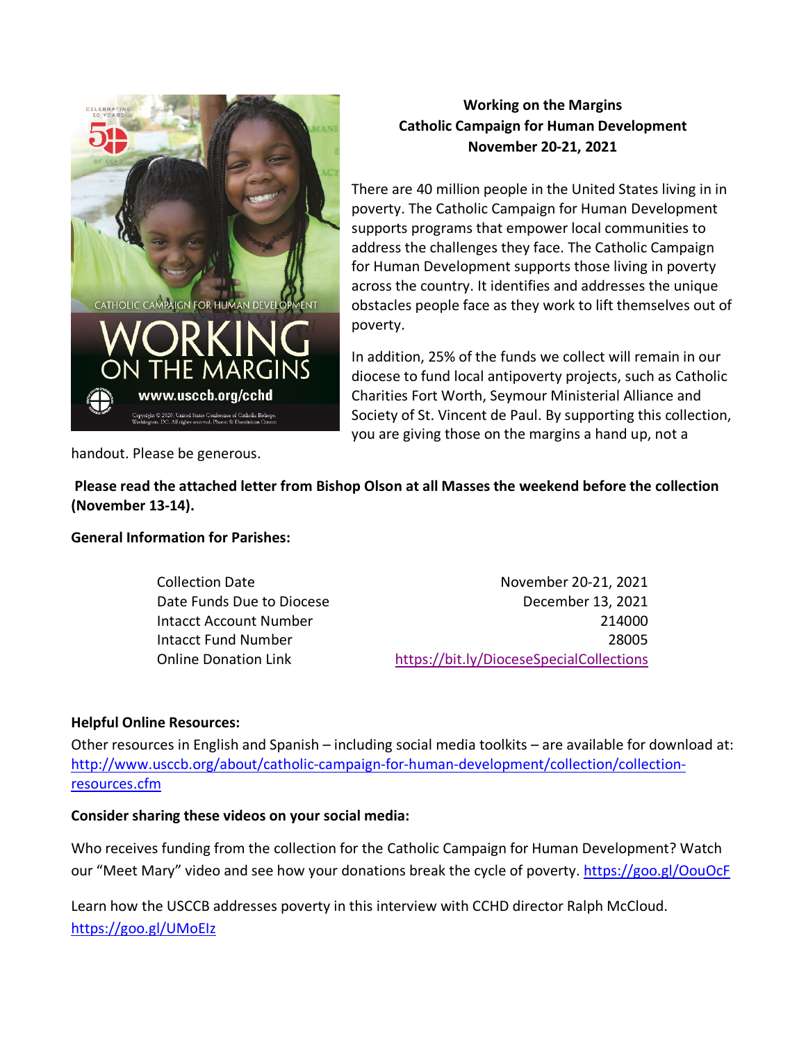**Working on the Margins**
**Catholic Campaign for Human Development**
**November 20-21, 2021**

There are 40 million people in the United States living in in poverty. The Catholic Campaign for Human Development supports programs that empower local communities to address the challenges they face. The Catholic Campaign for Human Development supports those living in poverty across the country. It identifies and addresses the unique obstacles people face as they work to lift themselves out of poverty.

In addition, 25% of the funds we collect will remain in our diocese to fund local antipoverty projects, such as Catholic Charities Fort Worth, Seymour Ministerial Alliance and Society of St. Vincent de Paul. By supporting this collection, you are giving those on the margins a hand up, not a handout. Please be generous.

**Please read the attached letter from Bishop Olson at all Masses the weekend before the collection (November 13-14).**

**General Information for Parishes:**

| | |
|---|---|
| Collection Date | November 20-21, 2021 |
| Date Funds Due to Diocese | December 13, 2021 |
| Intacct Account Number | 214000 |
| Intacct Fund Number | 28005 |
| Online Donation Link | https://bit.ly/DioceseSpecialCollections |

**Helpful Online Resources:**

Other resources in English and Spanish – including social media toolkits – are available for download at: http://www.usccb.org/about/catholic-campaign-for-human-development/collection/collection-resources.cfm

**Consider sharing these videos on your social media:**

Who receives funding from the collection for the Catholic Campaign for Human Development? Watch our "Meet Mary" video and see how your donations break the cycle of poverty. https://goo.gl/OouOcF

Learn how the USCCB addresses poverty in this interview with CCHD director Ralph McCloud. https://goo.gl/UMoEIz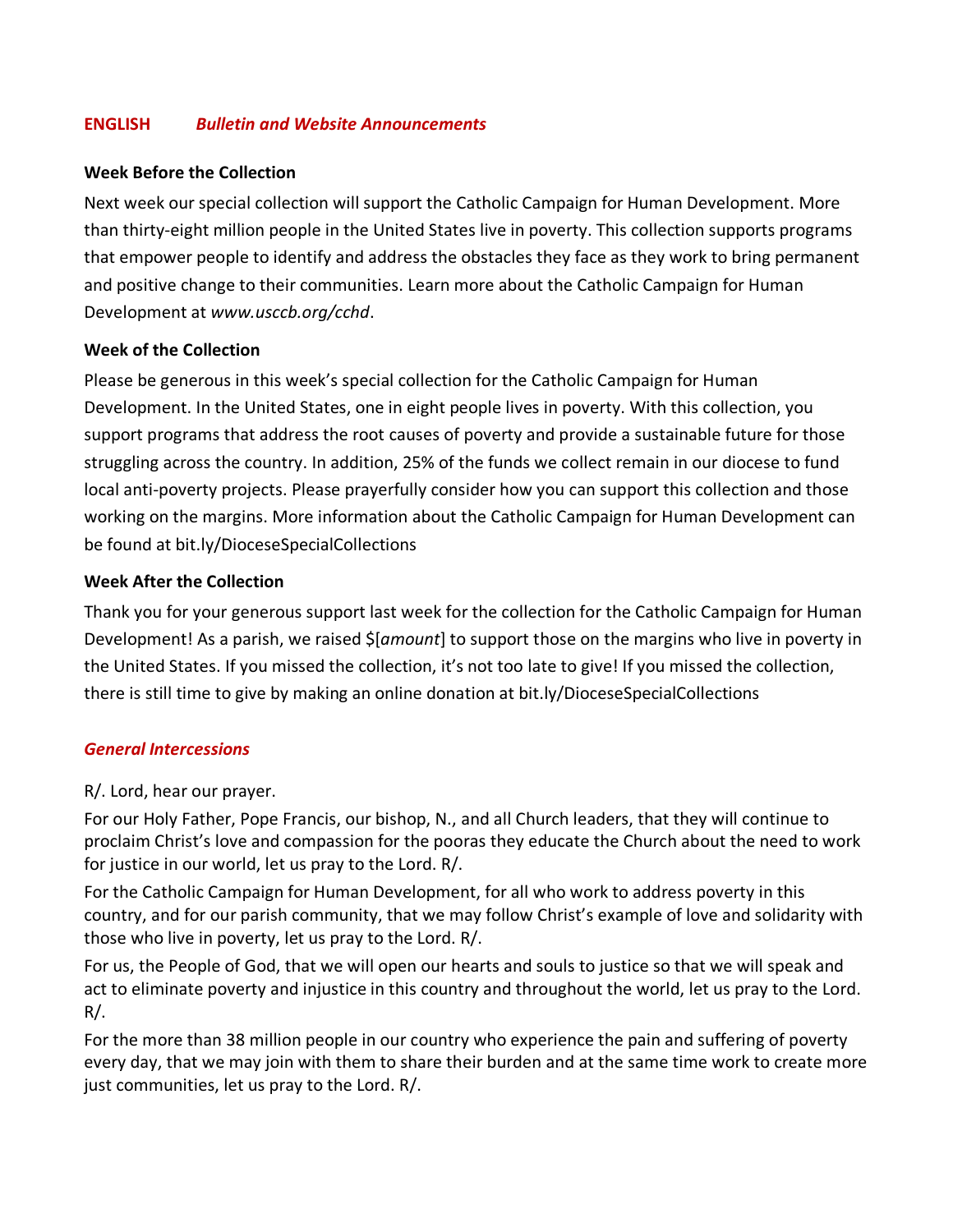**ENGLISH** ***Bulletin and Website Announcements***

**Week Before the Collection**

Next week our special collection will support the Catholic Campaign for Human Development. More than thirty-eight million people in the United States live in poverty. This collection supports programs that empower people to identify and address the obstacles they face as they work to bring permanent and positive change to their communities. Learn more about the Catholic Campaign for Human Development at *www.usccb.org/cchd*.

**Week of the Collection**

Please be generous in this week's special collection for the Catholic Campaign for Human Development. In the United States, one in eight people lives in poverty. With this collection, you support programs that address the root causes of poverty and provide a sustainable future for those struggling across the country. In addition, 25% of the funds we collect remain in our diocese to fund local anti-poverty projects. Please prayerfully consider how you can support this collection and those working on the margins. More information about the Catholic Campaign for Human Development can be found at bit.ly/DioceseSpecialCollections

**Week After the Collection**

Thank you for your generous support last week for the collection for the Catholic Campaign for Human Development! As a parish, we raised $[*amount*] to support those on the margins who live in poverty in the United States. If you missed the collection, it's not too late to give! If you missed the collection, there is still time to give by making an online donation at bit.ly/DioceseSpecialCollections

***General Intercessions***

R/. Lord, hear our prayer.

For our Holy Father, Pope Francis, our bishop, N., and all Church leaders, that they will continue to proclaim Christ's love and compassion for the pooras they educate the Church about the need to work for justice in our world, let us pray to the Lord. R/.

For the Catholic Campaign for Human Development, for all who work to address poverty in this country, and for our parish community, that we may follow Christ's example of love and solidarity with those who live in poverty, let us pray to the Lord. R/.

For us, the People of God, that we will open our hearts and souls to justice so that we will speak and act to eliminate poverty and injustice in this country and throughout the world, let us pray to the Lord. R/.

For the more than 38 million people in our country who experience the pain and suffering of poverty every day, that we may join with them to share their burden and at the same time work to create more just communities, let us pray to the Lord. R/.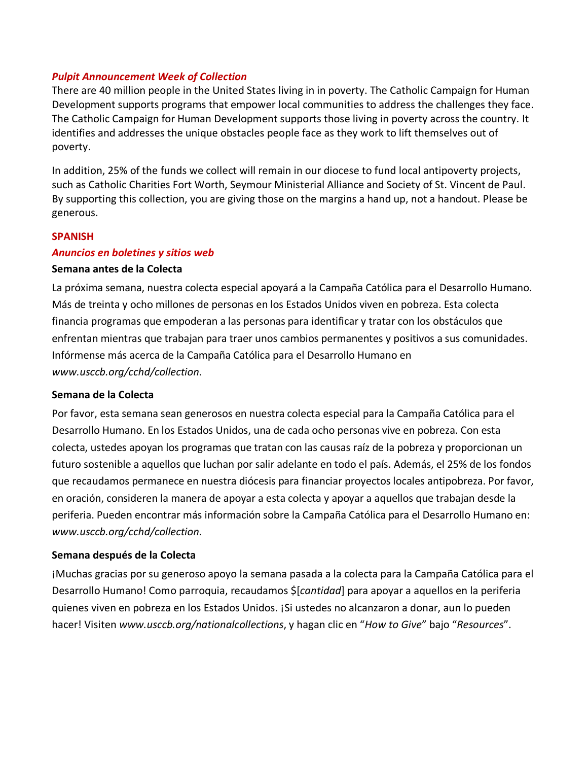***Pulpit Announcement Week of Collection***

There are 40 million people in the United States living in in poverty. The Catholic Campaign for Human Development supports programs that empower local communities to address the challenges they face. The Catholic Campaign for Human Development supports those living in poverty across the country. It identifies and addresses the unique obstacles people face as they work to lift themselves out of poverty.

In addition, 25% of the funds we collect will remain in our diocese to fund local antipoverty projects, such as Catholic Charities Fort Worth, Seymour Ministerial Alliance and Society of St. Vincent de Paul. By supporting this collection, you are giving those on the margins a hand up, not a handout. Please be generous.

**SPANISH**

***Anuncios en boletines y sitios web***

**Semana antes de la Colecta**

La próxima semana, nuestra colecta especial apoyará a la Campaña Católica para el Desarrollo Humano. Más de treinta y ocho millones de personas en los Estados Unidos viven en pobreza. Esta colecta financia programas que empoderan a las personas para identificar y tratar con los obstáculos que enfrentan mientras que trabajan para traer unos cambios permanentes y positivos a sus comunidades. Infórmense más acerca de la Campaña Católica para el Desarrollo Humano en *www.usccb.org/cchd/collection*.

**Semana de la Colecta**

Por favor, esta semana sean generosos en nuestra colecta especial para la Campaña Católica para el Desarrollo Humano. En los Estados Unidos, una de cada ocho personas vive en pobreza. Con esta colecta, ustedes apoyan los programas que tratan con las causas raíz de la pobreza y proporcionan un futuro sostenible a aquellos que luchan por salir adelante en todo el país. Además, el 25% de los fondos que recaudamos permanece en nuestra diócesis para financiar proyectos locales antipobreza. Por favor, en oración, consideren la manera de apoyar a esta colecta y apoyar a aquellos que trabajan desde la periferia. Pueden encontrar más información sobre la Campaña Católica para el Desarrollo Humano en: *www.usccb.org/cchd/collection*.

**Semana después de la Colecta**

¡Muchas gracias por su generoso apoyo la semana pasada a la colecta para la Campaña Católica para el Desarrollo Humano! Como parroquia, recaudamos $[*cantidad*] para apoyar a aquellos en la periferia quienes viven en pobreza en los Estados Unidos. ¡Si ustedes no alcanzaron a donar, aun lo pueden hacer! Visiten *www.usccb.org/nationalcollections*, y hagan clic en "*How to Give*" bajo "*Resources*".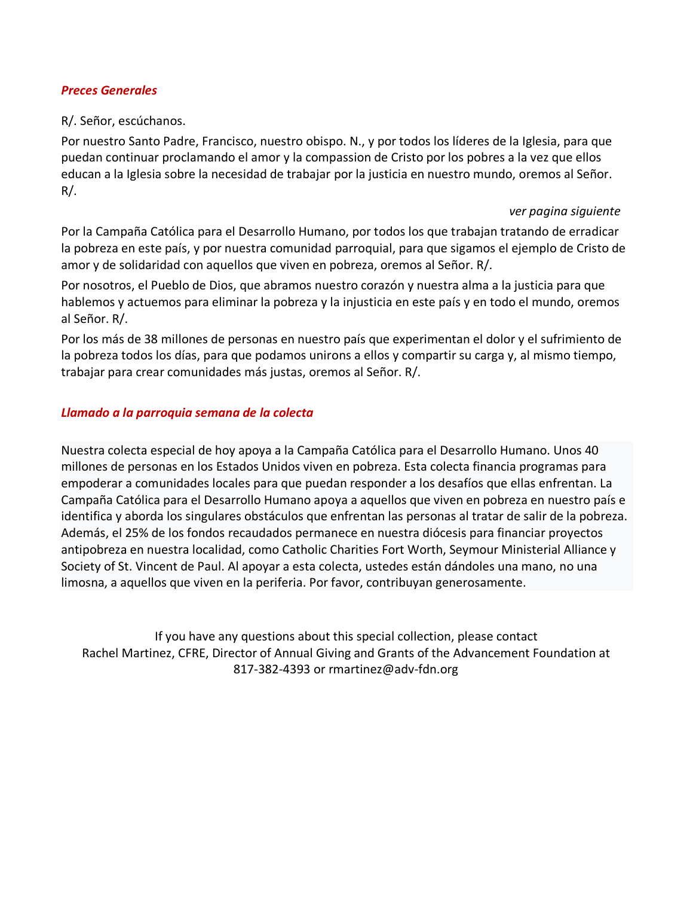***Preces Generales***

R/. Señor, escúchanos.

Por nuestro Santo Padre, Francisco, nuestro obispo. N., y por todos los líderes de la Iglesia, para que puedan continuar proclamando el amor y la compassion de Cristo por los pobres a la vez que ellos educan a la Iglesia sobre la necesidad de trabajar por la justicia en nuestro mundo, oremos al Señor. R/.

*ver pagina siguiente*

Por la Campaña Católica para el Desarrollo Humano, por todos los que trabajan tratando de erradicar la pobreza en este país, y por nuestra comunidad parroquial, para que sigamos el ejemplo de Cristo de amor y de solidaridad con aquellos que viven en pobreza, oremos al Señor. R/.

Por nosotros, el Pueblo de Dios, que abramos nuestro corazón y nuestra alma a la justicia para que hablemos y actuemos para eliminar la pobreza y la injusticia en este país y en todo el mundo, oremos al Señor. R/.

Por los más de 38 millones de personas en nuestro país que experimentan el dolor y el sufrimiento de la pobreza todos los días, para que podamos unirons a ellos y compartir su carga y, al mismo tiempo, trabajar para crear comunidades más justas, oremos al Señor. R/.

***Llamado a la parroquia semana de la colecta***

Nuestra colecta especial de hoy apoya a la Campaña Católica para el Desarrollo Humano. Unos 40 millones de personas en los Estados Unidos viven en pobreza. Esta colecta financia programas para empoderar a comunidades locales para que puedan responder a los desafíos que ellas enfrentan. La Campaña Católica para el Desarrollo Humano apoya a aquellos que viven en pobreza en nuestro país e identifica y aborda los singulares obstáculos que enfrentan las personas al tratar de salir de la pobreza. Además, el 25% de los fondos recaudados permanece en nuestra diócesis para financiar proyectos antipobreza en nuestra localidad, como Catholic Charities Fort Worth, Seymour Ministerial Alliance y Society of St. Vincent de Paul. Al apoyar a esta colecta, ustedes están dándoles una mano, no una limosna, a aquellos que viven en la periferia. Por favor, contribuyan generosamente.

If you have any questions about this special collection, please contact
Rachel Martinez, CFRE, Director of Annual Giving and Grants of the Advancement Foundation at 817-382-4393 or rmartinez@adv-fdn.org